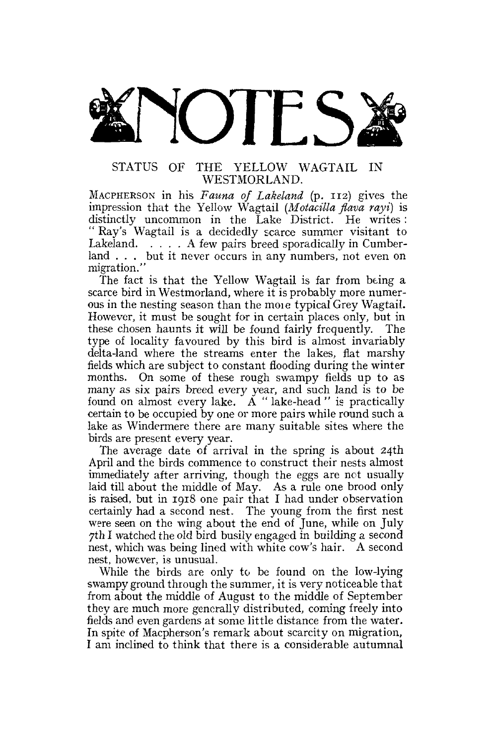# NOTES

## STATUS OF THE YELLOW WAGTAIL IN WESTMORLAND.

MACPHERSON in his *Fauna of Lakeland* (p. 112) gives the impression that the Yellow Wagtail (*Motacilla flava rayi*) is distinctly uncommon in the Lake District. He writes: "Ray's Wagtail is a decidedly scarce summer visitant to Lakeland. . . . . A few pairs breed sporadically in Cumberland . . . but it never occurs in any numbers, not even on migration."

The fact is that the Yellow Wagtail is far from being a scarce bird in Westmorland, where it is probably more numerous in the nesting season than the more typical Grey Wagtail. However, it must be sought for in certain places only, but in these chosen haunts it will be found fairly frequently. The type of locality favoured by this bird is almost invariably delta-land where the streams enter the lakes, flat marshy fields which are subject to constant flooding during the winter months. On some of these rough swampy fields up to as many as six pairs breed every year, and such land is to be found on almost every lake. A "lake-head" is practically certain to be occupied by one or more pairs while round such a lake as Windermere there are many suitable sites where the birds are present every year.

The average date of arrival in the spring is about 24th April and the birds commence to construct their nests almost immediately after arriving, though the eggs are not usually laid till about the middle of May. As a rule one brood only is raised, but in 1918 one pair that I had under observation certainly had a second nest. The young from the first nest were seen on the wing about the end of June, while on July 7th I watched the old bird busily engaged in building a second nest, which was being lined with white cow's hair. A second nest, however, is unusual.

While the birds are only to be found on the low-lying swampy ground through the summer, it is very noticeable that from about the middle of August to the middle of September they are much more generally distributed, coming freely into fields and even gardens at some little distance from the water. In spite of Macpherson's remark about scarcity on migration, I am inclined to think that there is a considerable autumnal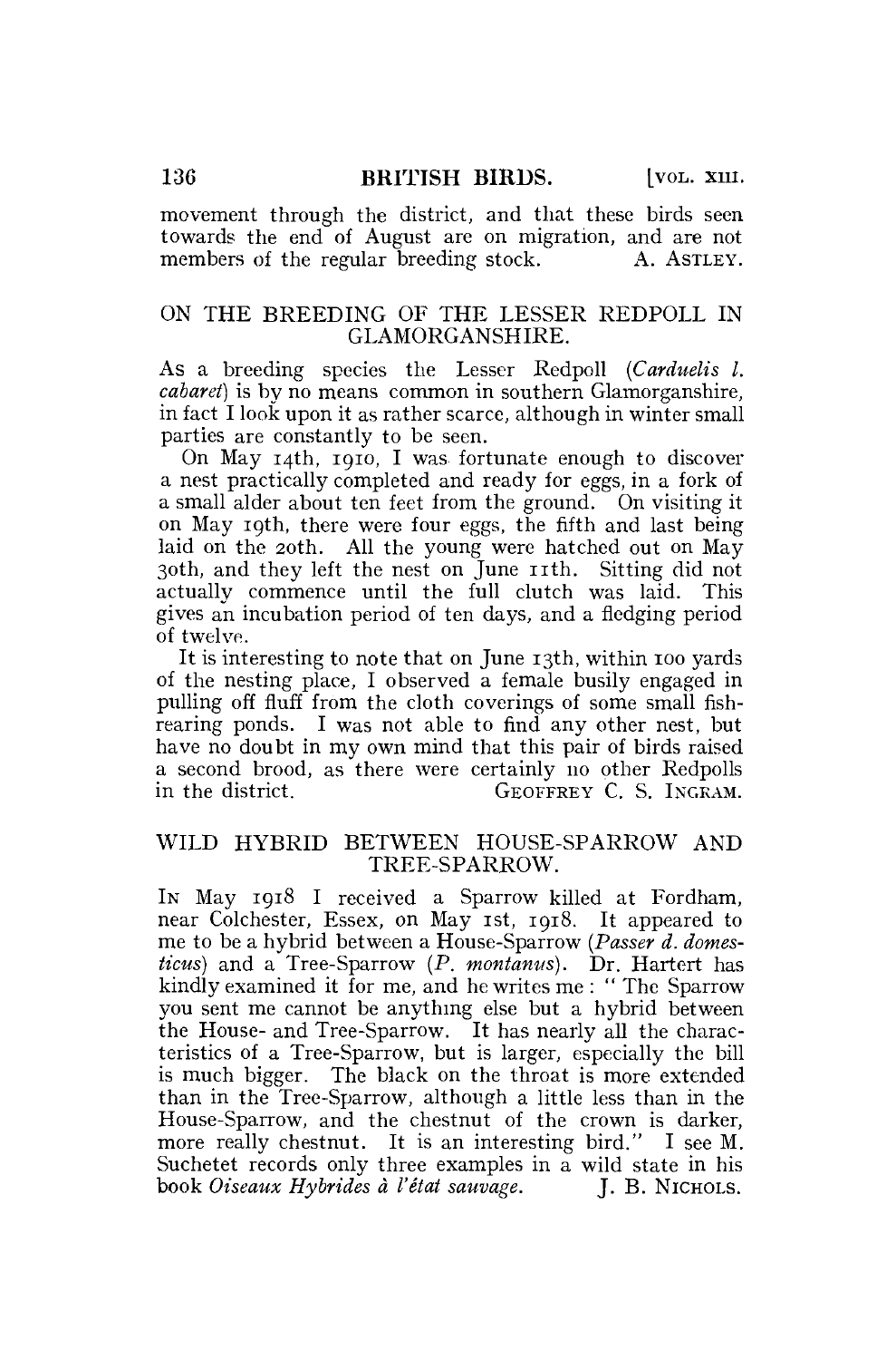movement through the district, and that these birds seen towards the end of August are on migration, and are not members of the regular breeding stock. A. ASTLEY.

## ON THE BREEDING OF THE LESSER REDPOLL IN GLAMORGANSHIRE.

As a breeding species the Lesser Redpoll (*Carduelis l. cabaret*) is by no means common in southern Glamorganshire, in fact I look upon it as rather scarce, although in winter small parties are constantly to be seen.

On May 14th, 1910, I was fortunate enough to discover a nest practically completed and ready for eggs, in a fork of a small alder about ten feet from the ground. On visiting it on May 19th, there were four eggs, the fifth and last being laid on the 20th. All the young were hatched out on May 30th, and they left the nest on June 11th. Sitting did not actually commence until the full clutch was laid. This gives an incubation period of ten days, and a fledging period of twelve.

It is interesting to note that on June 13th, within 100 yards of the nesting place, I observed a female busily engaged in pulling off fluff from the cloth coverings of some small fish-rearing ponds. I was not able to find any other nest, but have no doubt in my own mind that this pair of birds raised a second brood, as there were certainly no other Redpolls in the district. GEOFFREY C. S. INGRAM.

## WILD HYBRID BETWEEN HOUSE-SPARROW AND TREE-SPARROW.

IN May 1918 I received a Sparrow killed at Fordham, near Colchester, Essex, on May 1st, 1918. It appeared to me to be a hybrid between a House-Sparrow (*Passer d. domesticus*) and a Tree-Sparrow (*P. montanus*). Dr. Hartert has kindly examined it for me, and he writes me: "The Sparrow you sent me cannot be anything else but a hybrid between the House- and Tree-Sparrow. It has nearly all the characteristics of a Tree-Sparrow, but is larger, especially the bill is much bigger. The black on the throat is more extended than in the Tree-Sparrow, although a little less than in the House-Sparrow, and the chestnut of the crown is darker, more really chestnut. It is an interesting bird." I see M. Suchetet records only three examples in a wild state in his book *Oiseaux Hybrides à l'état sauvage.* J. B. NICHOLS.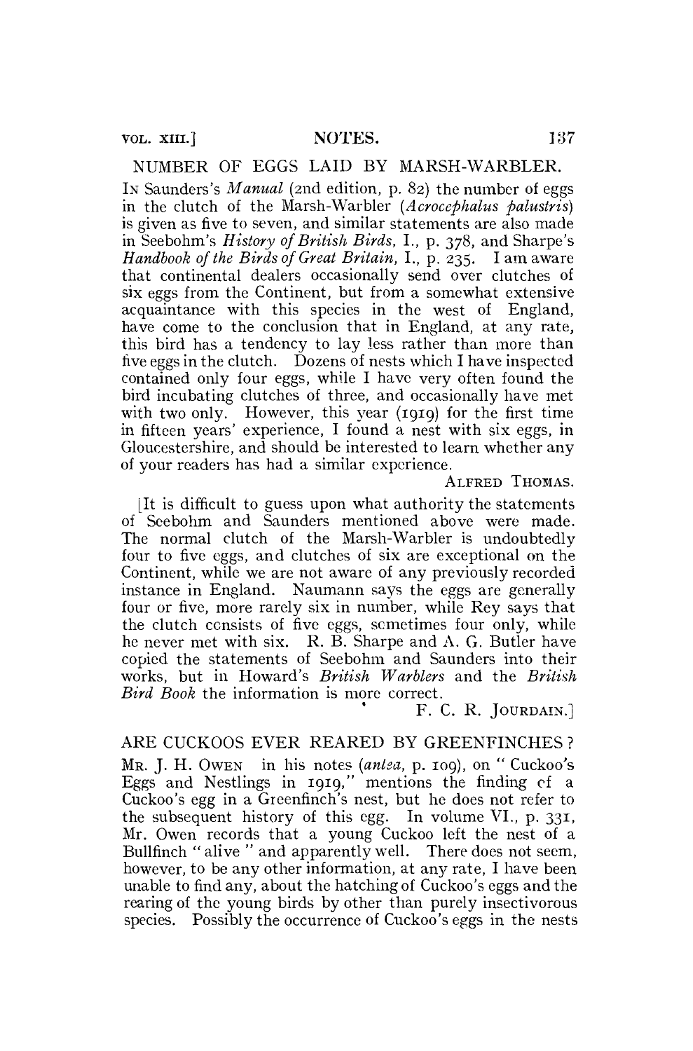## NUMBER OF EGGS LAID BY MARSH-WARBLER.

In Saunders's *Manual* (2nd edition, p. 82) the number of eggs in the clutch of the Marsh-Warbler (*Acrocephalus palustris*) is given as five to seven, and similar statements are also made in Seebohm's *History of British Birds*, I., p. 378, and Sharpe's *Handbook of the Birds of Great Britain*, I., p. 235. I am aware that continental dealers occasionally send over clutches of six eggs from the Continent, but from a somewhat extensive acquaintance with this species in the west of England, have come to the conclusion that in England, at any rate, this bird has a tendency to lay less rather than more than five eggs in the clutch. Dozens of nests which I have inspected contained only four eggs, while I have very often found the bird incubating clutches of three, and occasionally have met with two only. However, this year (1919) for the first time in fifteen years' experience, I found a nest with six eggs, in Gloucestershire, and should be interested to learn whether any of your readers has had a similar experience.

ALFRED THOMAS.

[It is difficult to guess upon what authority the statements of Seebohm and Saunders mentioned above were made. The normal clutch of the Marsh-Warbler is undoubtedly four to five eggs, and clutches of six are exceptional on the Continent, while we are not aware of any previously recorded instance in England. Naumann says the eggs are generally four or five, more rarely six in number, while Rey says that the clutch consists of five eggs, sometimes four only, while he never met with six. R. B. Sharpe and A. G. Butler have copied the statements of Seebohm and Saunders into their works, but in Howard's *British Warblers* and the *British Bird Book* the information is more correct.

F. C. R. JOURDAIN.]

## ARE CUCKOOS EVER REARED BY GREENFINCHES?

MR. J. H. OWEN in his notes (*antea*, p. 109), on "Cuckoo's Eggs and Nestlings in 1919," mentions the finding of a Cuckoo's egg in a Greenfinch's nest, but he does not refer to the subsequent history of this egg. In volume VI., p. 331, Mr. Owen records that a young Cuckoo left the nest of a Bullfinch "alive" and apparently well. There does not seem, however, to be any other information, at any rate, I have been unable to find any, about the hatching of Cuckoo's eggs and the rearing of the young birds by other than purely insectivorous species. Possibly the occurrence of Cuckoo's eggs in the nests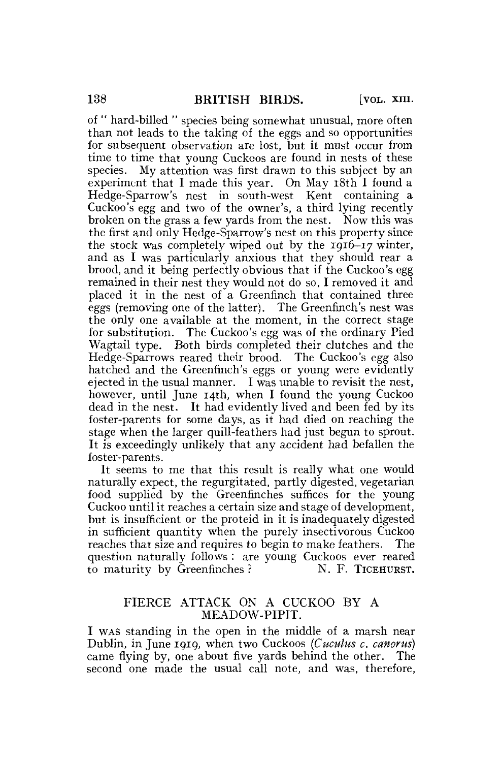of " hard-billed " species being somewhat unusual, more often than not leads to the taking of the eggs and so opportunities for subsequent observation are lost, but it must occur from time to time that young Cuckoos are found in nests of these species. My attention was first drawn to this subject by an experiment that I made this year. On May 18th I found a Hedge-Sparrow's nest in south-west Kent containing a Cuckoo's egg and two of the owner's, a third lying recently broken on the grass a few yards from the nest. Now this was the first and only Hedge-Sparrow's nest on this property since the stock was completely wiped out by the 1916–17 winter, and as I was particularly anxious that they should rear a brood, and it being perfectly obvious that if the Cuckoo's egg remained in their nest they would not do so, I removed it and placed it in the nest of a Greenfinch that contained three eggs (removing one of the latter). The Greenfinch's nest was the only one available at the moment, in the correct stage for substitution. The Cuckoo's egg was of the ordinary Pied Wagtail type. Both birds completed their clutches and the Hedge-Sparrows reared their brood. The Cuckoo's egg also hatched and the Greenfinch's eggs or young were evidently ejected in the usual manner. I was unable to revisit the nest, however, until June 14th, when I found the young Cuckoo dead in the nest. It had evidently lived and been fed by its foster-parents for some days, as it had died on reaching the stage when the larger quill-feathers had just begun to sprout. It is exceedingly unlikely that any accident had befallen the foster-parents.

It seems to me that this result is really what one would naturally expect, the regurgitated, partly digested, vegetarian food supplied by the Greenfinches suffices for the young Cuckoo until it reaches a certain size and stage of development, but is insufficient or the proteid in it is inadequately digested in sufficient quantity when the purely insectivorous Cuckoo reaches that size and requires to begin to make feathers. The question naturally follows : are young Cuckoos ever reared to maturity by Greenfinches ? N. F. TICEHURST.

## FIERCE ATTACK ON A CUCKOO BY A MEADOW-PIPIT.

I WAS standing in the open in the middle of a marsh near Dublin, in June 1919, when two Cuckoos (*Cuculus c. canorus*) came flying by, one about five yards behind the other. The second one made the usual call note, and was, therefore,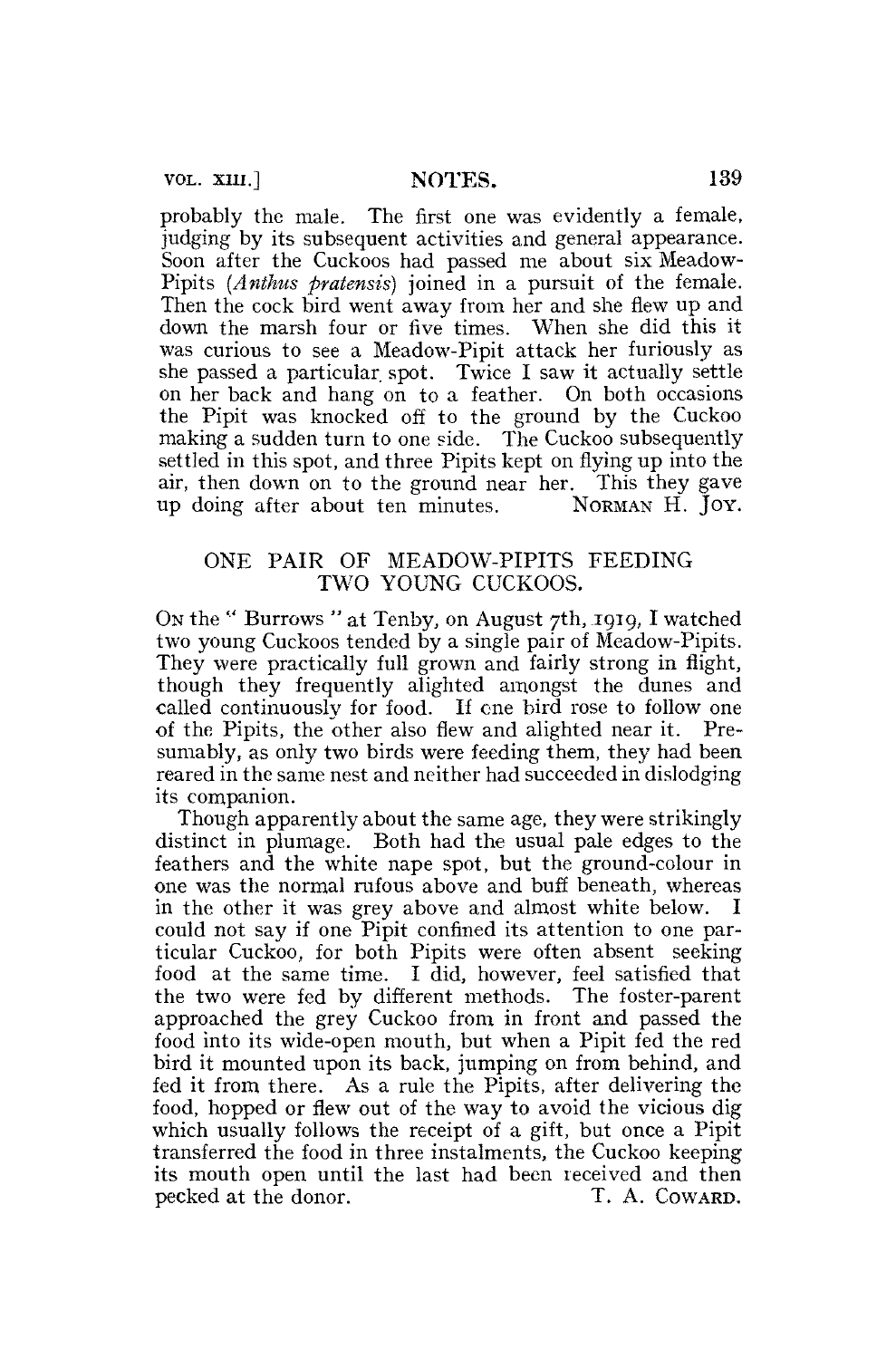probably the male. The first one was evidently a female, judging by its subsequent activities and general appearance. Soon after the Cuckoos had passed me about six Meadow-Pipits (*Anthus pratensis*) joined in a pursuit of the female. Then the cock bird went away from her and she flew up and down the marsh four or five times. When she did this it was curious to see a Meadow-Pipit attack her furiously as she passed a particular spot. Twice I saw it actually settle on her back and hang on to a feather. On both occasions the Pipit was knocked off to the ground by the Cuckoo making a sudden turn to one side. The Cuckoo subsequently settled in this spot, and three Pipits kept on flying up into the air, then down on to the ground near her. This they gave up doing after about ten minutes. NORMAN H. JOY.

## ONE PAIR OF MEADOW-PIPITS FEEDING TWO YOUNG CUCKOOS.

ON the " Burrows " at Tenby, on August 7th, 1919, I watched two young Cuckoos tended by a single pair of Meadow-Pipits. They were practically full grown and fairly strong in flight, though they frequently alighted amongst the dunes and called continuously for food. If one bird rose to follow one of the Pipits, the other also flew and alighted near it. Presumably, as only two birds were feeding them, they had been reared in the same nest and neither had succeeded in dislodging its companion.

Though apparently about the same age, they were strikingly distinct in plumage. Both had the usual pale edges to the feathers and the white nape spot, but the ground-colour in one was the normal rufous above and buff beneath, whereas in the other it was grey above and almost white below. I could not say if one Pipit confined its attention to one particular Cuckoo, for both Pipits were often absent seeking food at the same time. I did, however, feel satisfied that the two were fed by different methods. The foster-parent approached the grey Cuckoo from in front and passed the food into its wide-open mouth, but when a Pipit fed the red bird it mounted upon its back, jumping on from behind, and fed it from there. As a rule the Pipits, after delivering the food, hopped or flew out of the way to avoid the vicious dig which usually follows the receipt of a gift, but once a Pipit transferred the food in three instalments, the Cuckoo keeping its mouth open until the last had been received and then pecked at the donor. T. A. COWARD.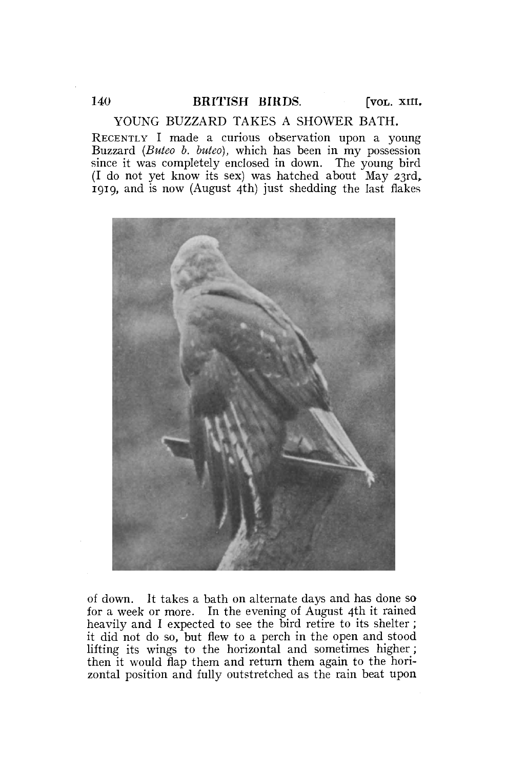## YOUNG BUZZARD TAKES A SHOWER BATH.

RECENTLY I made a curious observation upon a young Buzzard (*Buteo b. buteo*), which has been in my possession since it was completely enclosed in down. The young bird (I do not yet know its sex) was hatched about May 23rd, 1919, and is now (August 4th) just shedding the last flakes of down. It takes a bath on alternate days and has done so for a week or more. In the evening of August 4th it rained heavily and I expected to see the bird retire to its shelter; it did not do so, but flew to a perch in the open and stood lifting its wings to the horizontal and sometimes higher; then it would flap them and return them again to the horizontal position and fully outstretched as the rain beat upon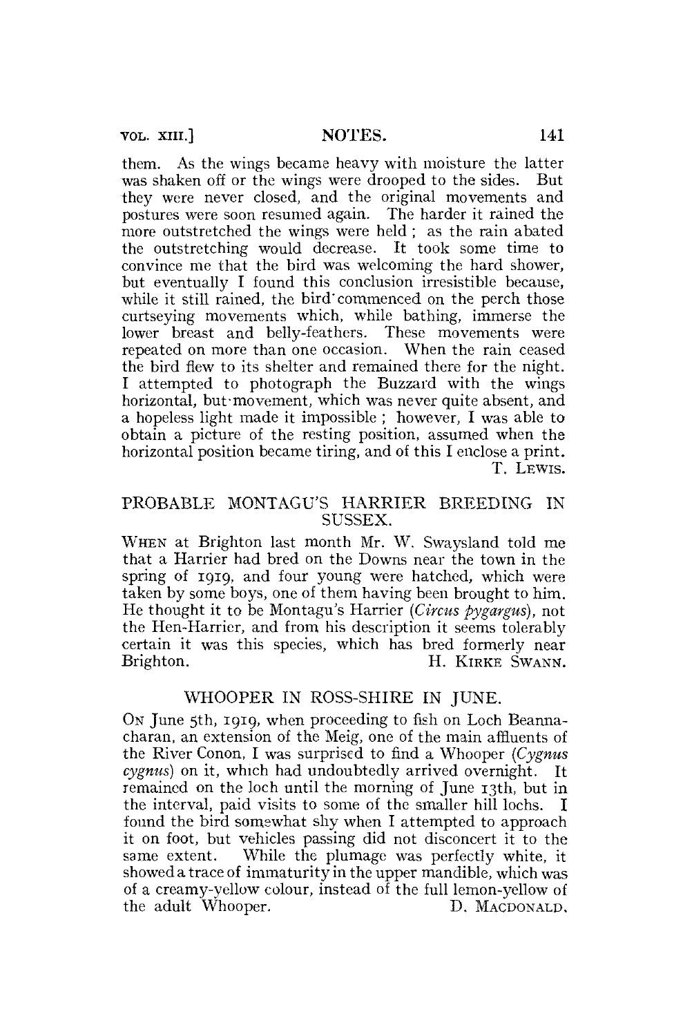them. As the wings became heavy with moisture the latter was shaken off or the wings were drooped to the sides. But they were never closed, and the original movements and postures were soon resumed again. The harder it rained the more outstretched the wings were held; as the rain abated the outstretching would decrease. It took some time to convince me that the bird was welcoming the hard shower, but eventually I found this conclusion irresistible because, while it still rained, the bird commenced on the perch those curtseying movements which, while bathing, immerse the lower breast and belly-feathers. These movements were repeated on more than one occasion. When the rain ceased the bird flew to its shelter and remained there for the night. I attempted to photograph the Buzzard with the wings horizontal, but movement, which was never quite absent, and a hopeless light made it impossible; however, I was able to obtain a picture of the resting position, assumed when the horizontal position became tiring, and of this I enclose a print.

T. LEWIS.

## PROBABLE MONTAGU'S HARRIER BREEDING IN SUSSEX.

WHEN at Brighton last month Mr. W. Swaysland told me that a Harrier had bred on the Downs near the town in the spring of 1919, and four young were hatched, which were taken by some boys, one of them having been brought to him. He thought it to be Montagu's Harrier (*Circus pygargus*), not the Hen-Harrier, and from his description it seems tolerably certain it was this species, which has bred formerly near Brighton.

H. KIRKE SWANN.

## WHOOPER IN ROSS-SHIRE IN JUNE.

ON June 5th, 1919, when proceeding to fish on Loch Beannacharan, an extension of the Meig, one of the main affluents of the River Conon, I was surprised to find a Whooper (*Cygnus cygnus*) on it, which had undoubtedly arrived overnight. It remained on the loch until the morning of June 13th, but in the interval, paid visits to some of the smaller hill lochs. I found the bird somewhat shy when I attempted to approach it on foot, but vehicles passing did not disconcert it to the same extent. While the plumage was perfectly white, it showed a trace of immaturity in the upper mandible, which was of a creamy-yellow colour, instead of the full lemon-yellow of the adult Whooper.

D. MACDONALD.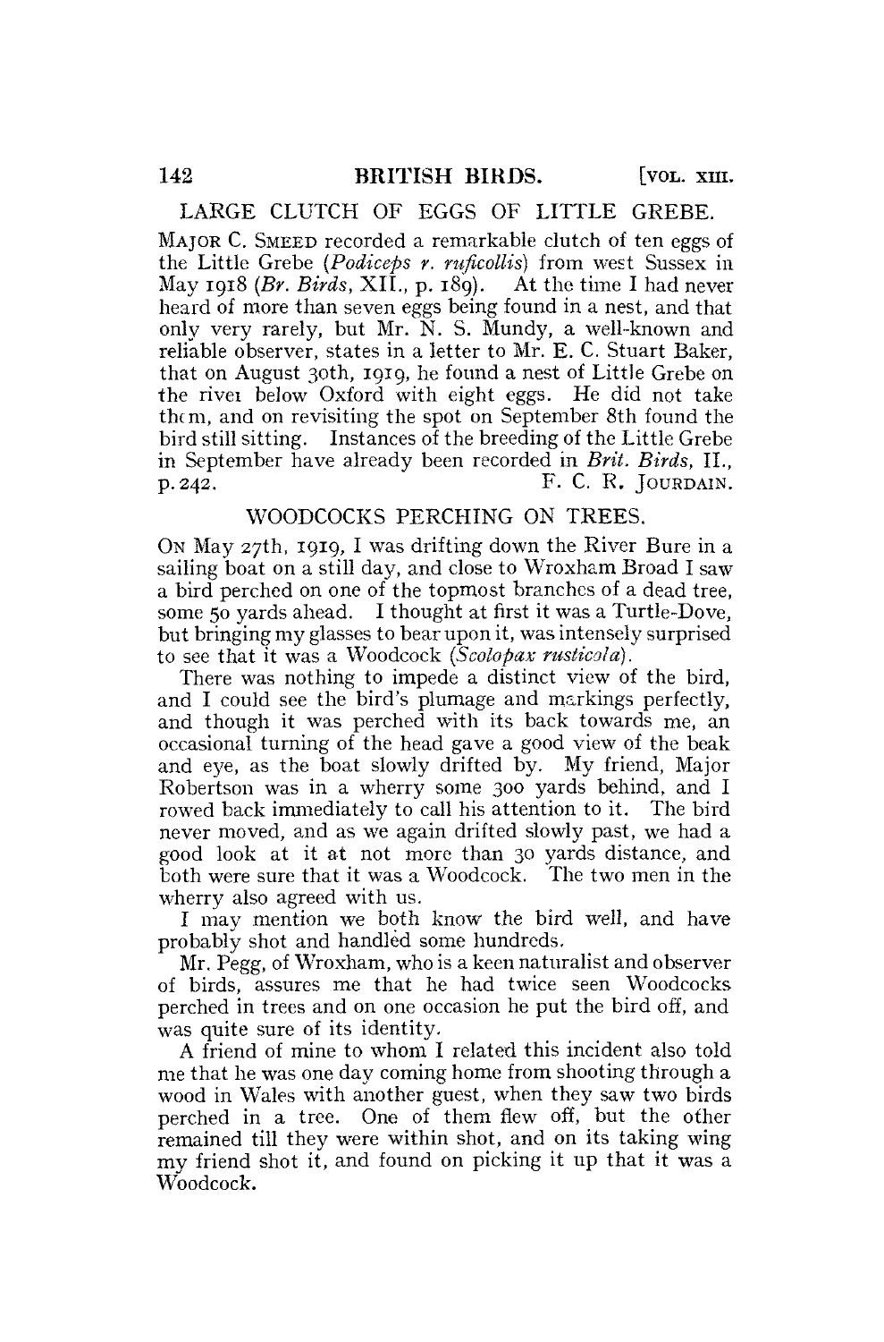## LARGE CLUTCH OF EGGS OF LITTLE GREBE.

MAJOR C. SMEED recorded a remarkable clutch of ten eggs of the Little Grebe (*Podiceps r. ruficollis*) from west Sussex in May 1918 (*Br. Birds*, XII., p. 189). At the time I had never heard of more than seven eggs being found in a nest, and that only very rarely, but Mr. N. S. Mundy, a well-known and reliable observer, states in a letter to Mr. E. C. Stuart Baker, that on August 30th, 1919, he found a nest of Little Grebe on the river below Oxford with eight eggs. He did not take them, and on revisiting the spot on September 8th found the bird still sitting. Instances of the breeding of the Little Grebe in September have already been recorded in *Brit. Birds*, II., p. 242.

F. C. R. JOURDAIN.

## WOODCOCKS PERCHING ON TREES.

ON May 27th, 1919, I was drifting down the River Bure in a sailing boat on a still day, and close to Wroxham Broad I saw a bird perched on one of the topmost branches of a dead tree, some 50 yards ahead. I thought at first it was a Turtle-Dove, but bringing my glasses to bear upon it, was intensely surprised to see that it was a Woodcock (*Scolopax rusticola*).

There was nothing to impede a distinct view of the bird, and I could see the bird's plumage and markings perfectly, and though it was perched with its back towards me, an occasional turning of the head gave a good view of the beak and eye, as the boat slowly drifted by. My friend, Major Robertson was in a wherry some 300 yards behind, and I rowed back immediately to call his attention to it. The bird never moved, and as we again drifted slowly past, we had a good look at it at not more than 30 yards distance, and both were sure that it was a Woodcock. The two men in the wherry also agreed with us.

I may mention we both know the bird well, and have probably shot and handled some hundreds.

Mr. Pegg, of Wroxham, who is a keen naturalist and observer of birds, assures me that he had twice seen Woodcocks perched in trees and on one occasion he put the bird off, and was quite sure of its identity.

A friend of mine to whom I related this incident also told me that he was one day coming home from shooting through a wood in Wales with another guest, when they saw two birds perched in a tree. One of them flew off, but the other remained till they were within shot, and on its taking wing my friend shot it, and found on picking it up that it was a Woodcock.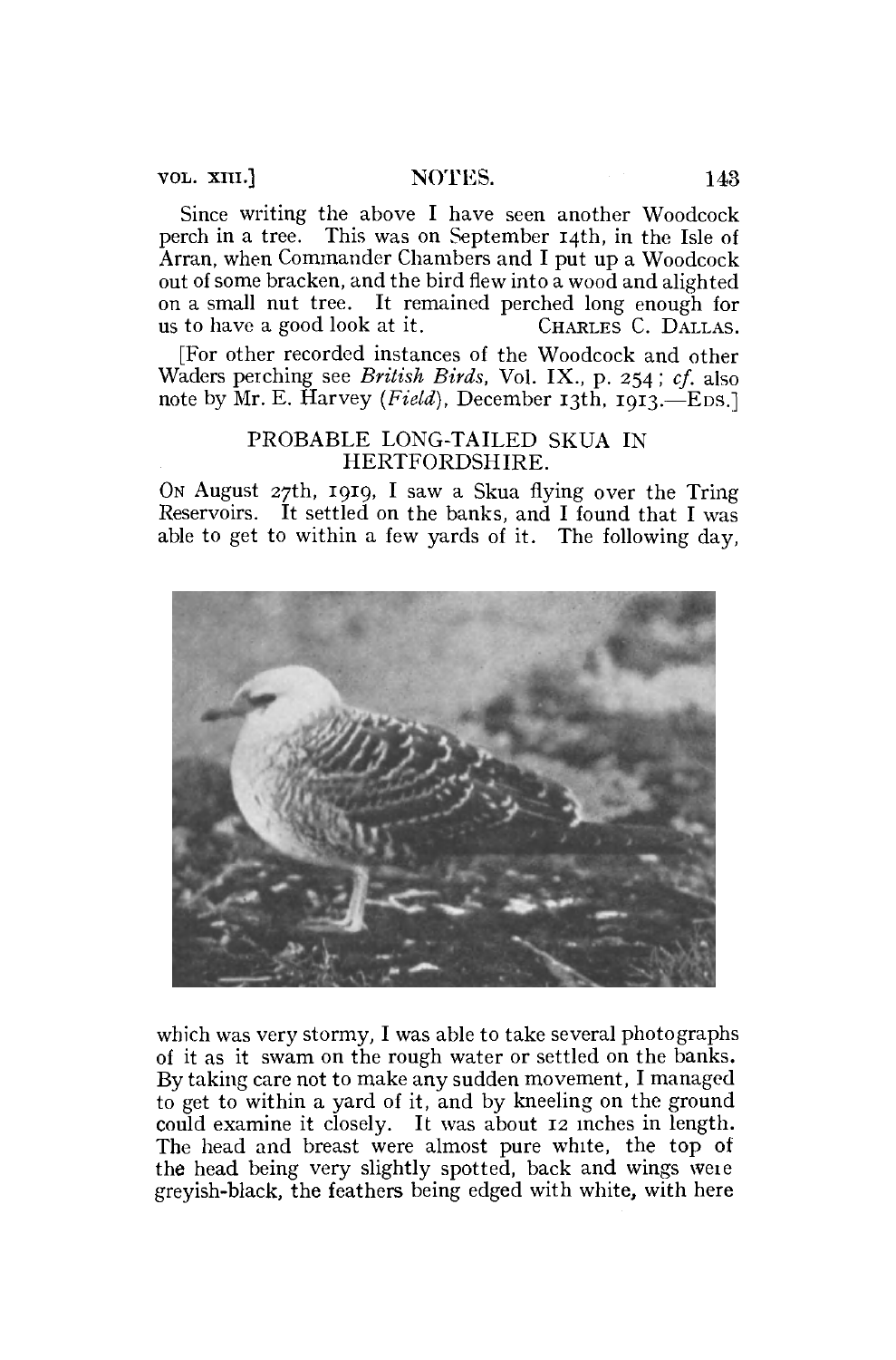Since writing the above I have seen another Woodcock perch in a tree. This was on September 14th, in the Isle of Arran, when Commander Chambers and I put up a Woodcock out of some bracken, and the bird flew into a wood and alighted on a small nut tree. It remained perched long enough for us to have a good look at it. CHARLES C. DALLAS.

[For other recorded instances of the Woodcock and other Waders perching see *British Birds*, Vol. IX., p. 254; *cf.* also note by Mr. E. Harvey (*Field*), December 13th, 1913.—EDS.]

## PROBABLE LONG-TAILED SKUA IN HERTFORDSHIRE.

ON August 27th, 1919, I saw a Skua flying over the Tring Reservoirs. It settled on the banks, and I found that I was able to get to within a few yards of it. The following day, which was very stormy, I was able to take several photographs of it as it swam on the rough water or settled on the banks. By taking care not to make any sudden movement, I managed to get to within a yard of it, and by kneeling on the ground could examine it closely. It was about 12 inches in length. The head and breast were almost pure white, the top of the head being very slightly spotted, back and wings were greyish-black, the feathers being edged with white, with here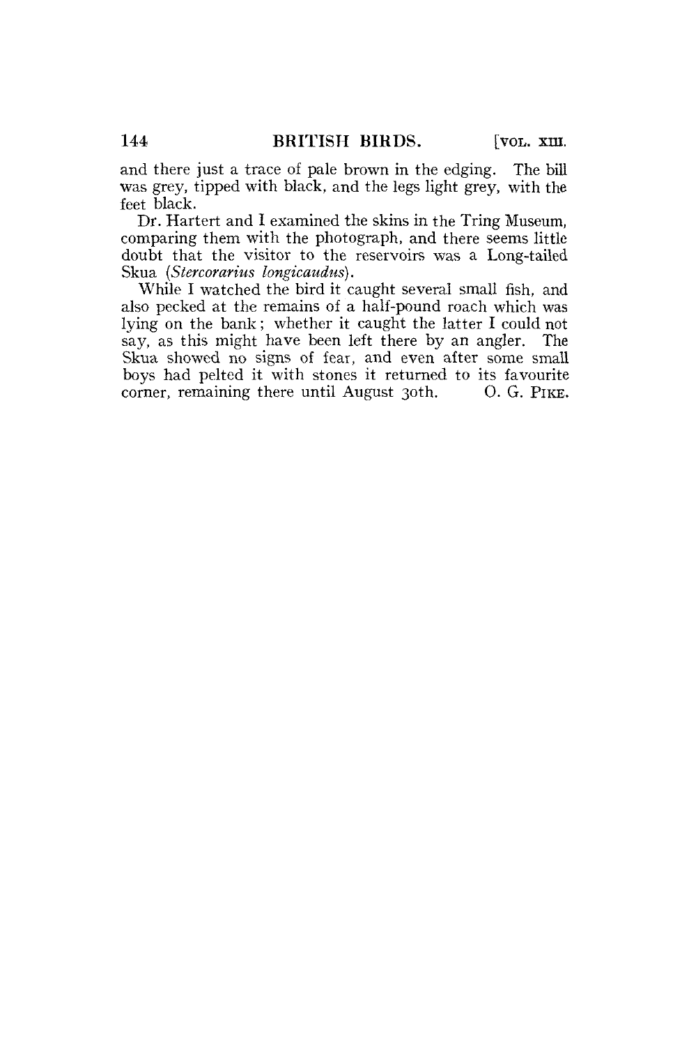and there just a trace of pale brown in the edging. The bill was grey, tipped with black, and the legs light grey, with the feet black.

Dr. Hartert and I examined the skins in the Tring Museum, comparing them with the photograph, and there seems little doubt that the visitor to the reservoirs was a Long-tailed Skua (*Stercorarius longicaudus*).

While I watched the bird it caught several small fish, and also pecked at the remains of a half-pound roach which was lying on the bank; whether it caught the latter I could not say, as this might have been left there by an angler. The Skua showed no signs of fear, and even after some small boys had pelted it with stones it returned to its favourite corner, remaining there until August 30th. O. G. PIKE.